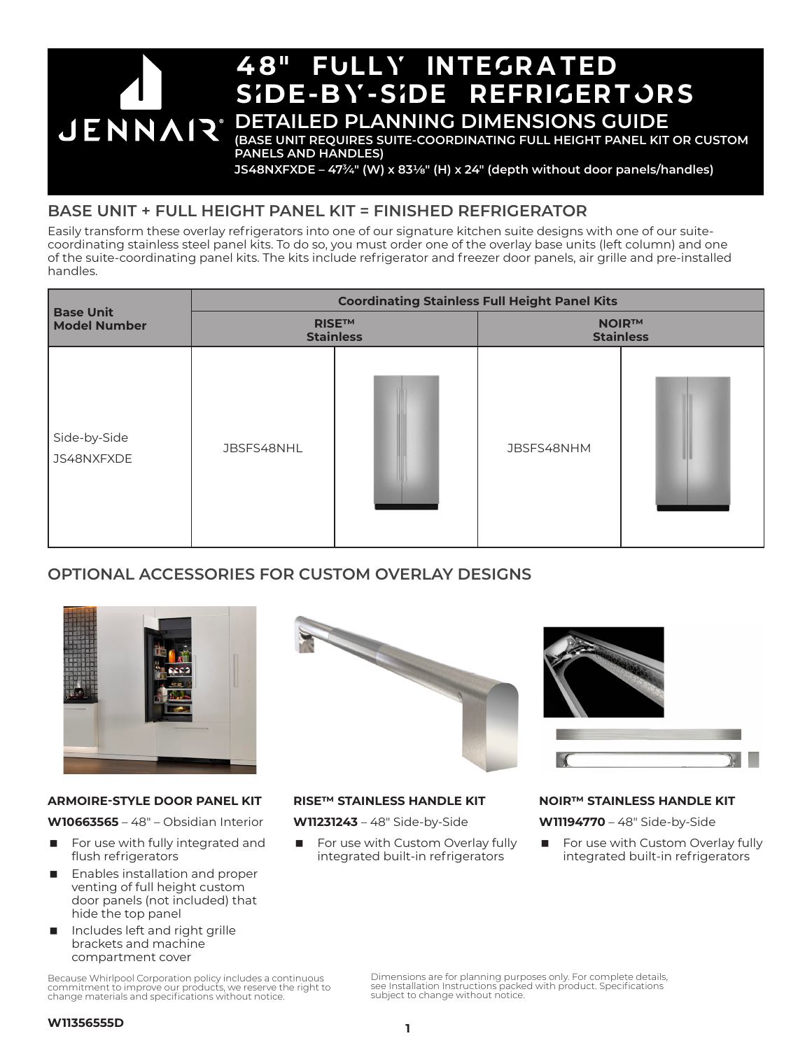# 48" FULLY INTEGRATED SIDE-BY-SIDE REFRIGERTORS

## DETAILED PLANNING DIMENSIONS GUIDE

**(BASE UNIT REQUIRES SUITE-COORDINATING FULL HEIGHT PANEL KIT OR CUSTOM PANELS AND HANDLES)**

**JS48NXFXDE – 47¾" (W) x 83⅛" (H) x 24" (depth without door panels/handles)**

## BASE UNIT + FULL HEIGHT PANEL KIT = FINISHED REFRIGERATOR

Easily transform these overlay refrigerators into one of our signature kitchen suite designs with one of our suite-coordinating stainless steel panel kits. To do so, you must order one of the overlay base units (left column) and one of the suite-coordinating panel kits. The kits include refrigerator and freezer door panels, air grille and pre-installed handles.

| Base Unit Model Number | Coordinating Stainless Full Height Panel Kits | | | |
|---|---|---|---|---|
| | RISE™ Stainless | | NOIR™ Stainless | |
| Side-by-Side JS48NXFXDE | JBSFS48NHL | | JBSFS48NHM | |

## OPTIONAL ACCESSORIES FOR CUSTOM OVERLAY DESIGNS

### ARMOIRE-STYLE DOOR PANEL KIT

**W10663565** – 48" – Obsidian Interior

- For use with fully integrated and flush refrigerators
- Enables installation and proper venting of full height custom door panels (not included) that hide the top panel
- Includes left and right grille brackets and machine compartment cover

### RISE™ STAINLESS HANDLE KIT

**W11231243** – 48" Side-by-Side

- For use with Custom Overlay fully integrated built-in refrigerators

### NOIR™ STAINLESS HANDLE KIT

**W11194770** – 48" Side-by-Side

- For use with Custom Overlay fully integrated built-in refrigerators

Because Whirlpool Corporation policy includes a continuous commitment to improve our products, we reserve the right to change materials and specifications without notice.

Dimensions are for planning purposes only. For complete details, see Installation Instructions packed with product. Specifications subject to change without notice.

W11356555D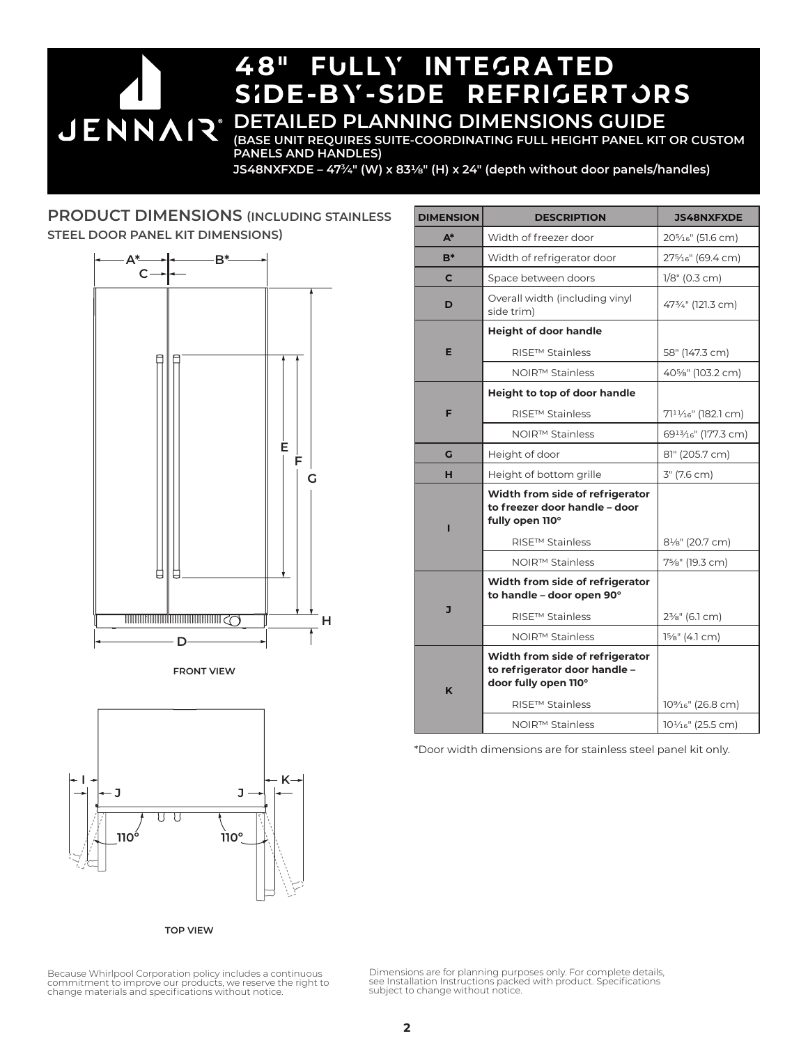# 48" FULLY INTEGRATED SIDE-BY-SIDE REFRIGERTORS

## DETAILED PLANNING DIMENSIONS GUIDE

**(BASE UNIT REQUIRES SUITE-COORDINATING FULL HEIGHT PANEL KIT OR CUSTOM PANELS AND HANDLES)**

**JS48NXFXDE – 47¾" (W) x 83⅛" (H) x 24" (depth without door panels/handles)**

## PRODUCT DIMENSIONS (INCLUDING STAINLESS STEEL DOOR PANEL KIT DIMENSIONS)

FRONT VIEW

TOP VIEW

| DIMENSION | DESCRIPTION | JS48NXFXDE |
|---|---|---|
| A* | Width of freezer door | 20⁵⁄₁₆" (51.6 cm) |
| B* | Width of refrigerator door | 27⁵⁄₁₆" (69.4 cm) |
| C | Space between doors | 1/8" (0.3 cm) |
| D | Overall width (including vinyl side trim) | 47¾" (121.3 cm) |
| E | **Height of door handle** | |
| | RISE™ Stainless | 58" (147.3 cm) |
| | NOIR™ Stainless | 40⅝" (103.2 cm) |
| F | **Height to top of door handle** | |
| | RISE™ Stainless | 71¹¹⁄₁₆" (182.1 cm) |
| | NOIR™ Stainless | 69¹³⁄₁₆" (177.3 cm) |
| G | Height of door | 81" (205.7 cm) |
| H | Height of bottom grille | 3" (7.6 cm) |
| I | **Width from side of refrigerator to freezer door handle – door fully open 110°** | |
| | RISE™ Stainless | 8⅛" (20.7 cm) |
| | NOIR™ Stainless | 7⅝" (19.3 cm) |
| J | **Width from side of refrigerator to handle – door open 90°** | |
| | RISE™ Stainless | 2⅜" (6.1 cm) |
| | NOIR™ Stainless | 1⅝" (4.1 cm) |
| K | **Width from side of refrigerator to refrigerator door handle – door fully open 110°** | |
| | RISE™ Stainless | 10⁹⁄₁₆" (26.8 cm) |
| | NOIR™ Stainless | 10¹⁄₁₆" (25.5 cm) |

*Door width dimensions are for stainless steel panel kit only.

Because Whirlpool Corporation policy includes a continuous commitment to improve our products, we reserve the right to change materials and specifications without notice.

Dimensions are for planning purposes only. For complete details, see Installation Instructions packed with product. Specifications subject to change without notice.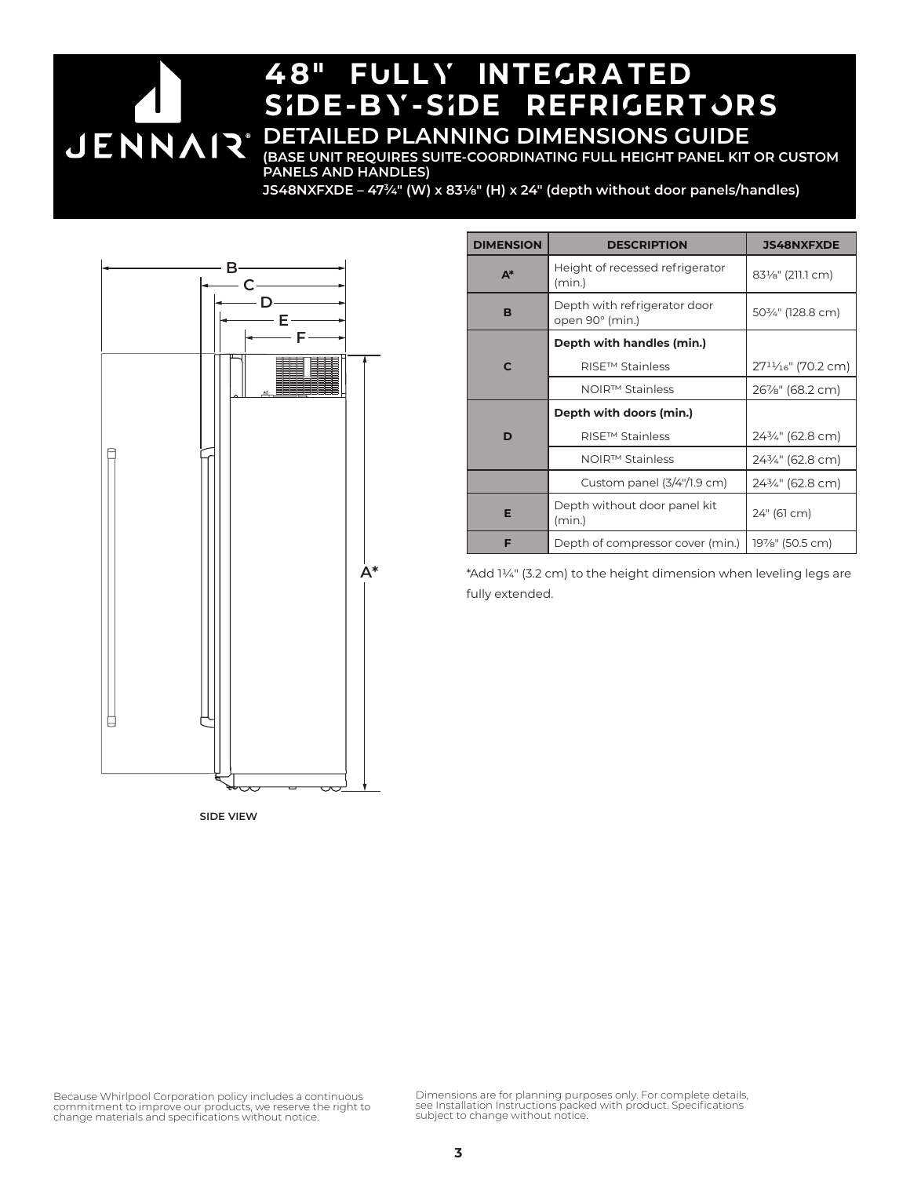# 48" FULLY INTEGRATED SIDE-BY-SIDE REFRIGERTORS

## DETAILED PLANNING DIMENSIONS GUIDE

**(BASE UNIT REQUIRES SUITE-COORDINATING FULL HEIGHT PANEL KIT OR CUSTOM PANELS AND HANDLES)**

**JS48NXFXDE – 47¾" (W) x 83⅛" (H) x 24" (depth without door panels/handles)**

SIDE VIEW

| DIMENSION | DESCRIPTION | JS48NXFXDE |
|---|---|---|
| A* | Height of recessed refrigerator (min.) | 83⅛" (211.1 cm) |
| B | Depth with refrigerator door open 90° (min.) | 50¾" (128.8 cm) |
| C | **Depth with handles (min.)** | |
| | RISE™ Stainless | 27¹¹⁄₁₆" (70.2 cm) |
| | NOIR™ Stainless | 26⅞" (68.2 cm) |
| D | **Depth with doors (min.)** | |
| | RISE™ Stainless | 24¾" (62.8 cm) |
| | NOIR™ Stainless | 24¾" (62.8 cm) |
| | Custom panel (3/4"/1.9 cm) | 24¾" (62.8 cm) |
| E | Depth without door panel kit (min.) | 24" (61 cm) |
| F | Depth of compressor cover (min.) | 19⅞" (50.5 cm) |

*Add 1¼" (3.2 cm) to the height dimension when leveling legs are fully extended.

Because Whirlpool Corporation policy includes a continuous commitment to improve our products, we reserve the right to change materials and specifications without notice.

Dimensions are for planning purposes only. For complete details, see Installation Instructions packed with product. Specifications subject to change without notice.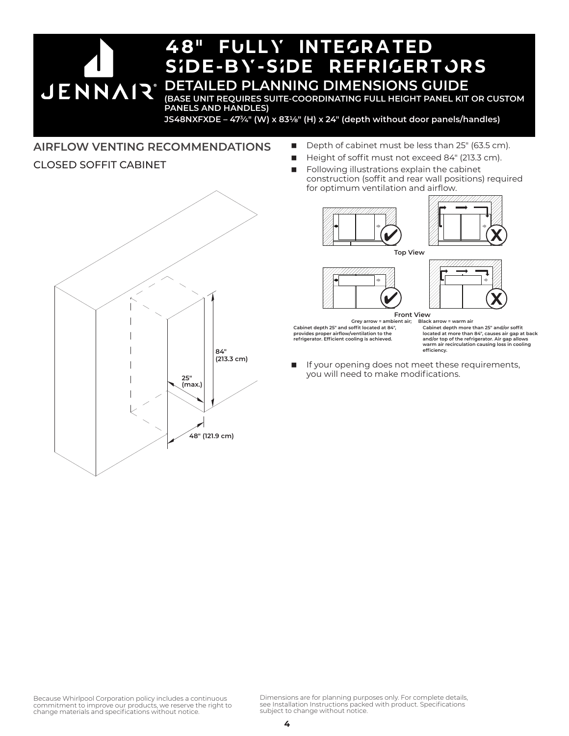# 48" FULLY INTEGRATED SIDE-BY-SIDE REFRIGERTORS

## DETAILED PLANNING DIMENSIONS GUIDE

**(BASE UNIT REQUIRES SUITE-COORDINATING FULL HEIGHT PANEL KIT OR CUSTOM PANELS AND HANDLES)**

**JS48NXFXDE – 47¾" (W) x 83⅛" (H) x 24" (depth without door panels/handles)**

## AIRFLOW VENTING RECOMMENDATIONS

### CLOSED SOFFIT CABINET

84" (213.3 cm)

25" (max.)

48" (121.9 cm)

- Depth of cabinet must be less than 25" (63.5 cm).
- Height of soffit must not exceed 84" (213.3 cm).
- Following illustrations explain the cabinet construction (soffit and rear wall positions) required for optimum ventilation and airflow.

Top View

Front View

Grey arrow = ambient air; Black arrow = warm air

Cabinet depth 25" and soffit located at 84", provides proper airflow/ventilation to the refrigerator. Efficient cooling is achieved.

Cabinet depth more than 25" and/or soffit located at more than 84", causes air gap at back and/or top of the refrigerator. Air gap allows warm air recirculation causing loss in cooling efficiency.

- If your opening does not meet these requirements, you will need to make modifications.

Because Whirlpool Corporation policy includes a continuous commitment to improve our products, we reserve the right to change materials and specifications without notice.

Dimensions are for planning purposes only. For complete details, see Installation Instructions packed with product. Specifications subject to change without notice.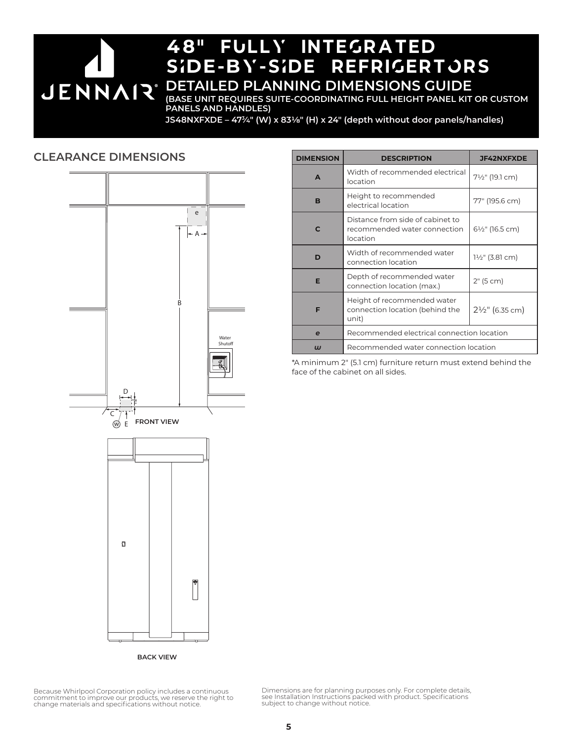# 48" FULLY INTEGRATED SIDE-BY-SIDE REFRIGERTORS

## DETAILED PLANNING DIMENSIONS GUIDE

**(BASE UNIT REQUIRES SUITE-COORDINATING FULL HEIGHT PANEL KIT OR CUSTOM PANELS AND HANDLES)**

**JS48NXFXDE – 47¾" (W) x 83⅛" (H) x 24" (depth without door panels/handles)**

## CLEARANCE DIMENSIONS

e

A

B

Water Shutoff

D

F

C

W E

FRONT VIEW

BACK VIEW

| DIMENSION | DESCRIPTION | JF42NXFXDE |
|---|---|---|
| **A** | Width of recommended electrical location | 7½" (19.1 cm) |
| **B** | Height to recommended electrical location | 77" (195.6 cm) |
| **C** | Distance from side of cabinet to recommended water connection location | 6½" (16.5 cm) |
| **D** | Width of recommended water connection location | 1½" (3.81 cm) |
| **E** | Depth of recommended water connection location (max.) | 2" (5 cm) |
| **F** | Height of recommended water connection location (behind the unit) | 2½" (6.35 cm) |
| ***e*** | Recommended electrical connection location | |
| ***w*** | Recommended water connection location | |

*A minimum 2" (5.1 cm) furniture return must extend behind the face of the cabinet on all sides.

Because Whirlpool Corporation policy includes a continuous commitment to improve our products, we reserve the right to change materials and specifications without notice.

Dimensions are for planning purposes only. For complete details, see Installation Instructions packed with product. Specifications subject to change without notice.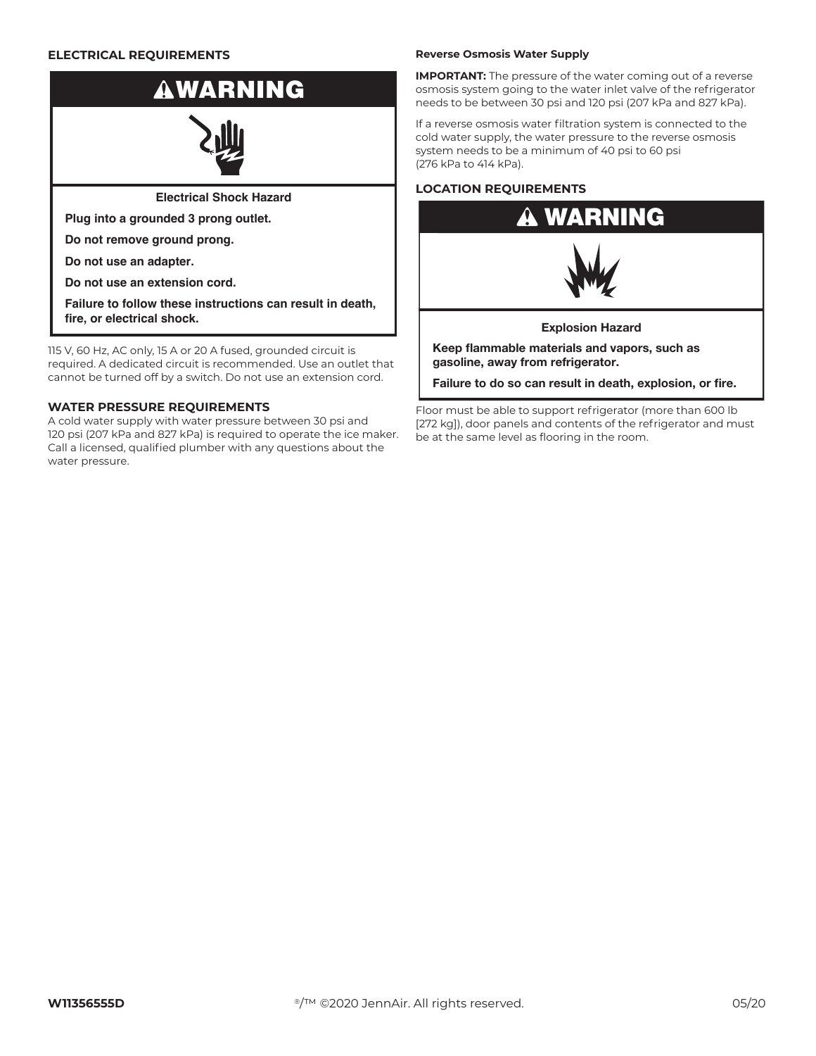## ELECTRICAL REQUIREMENTS

**⚠WARNING**

**Electrical Shock Hazard**

**Plug into a grounded 3 prong outlet.**

**Do not remove ground prong.**

**Do not use an adapter.**

**Do not use an extension cord.**

**Failure to follow these instructions can result in death, fire, or electrical shock.**

115 V, 60 Hz, AC only, 15 A or 20 A fused, grounded circuit is required. A dedicated circuit is recommended. Use an outlet that cannot be turned off by a switch. Do not use an extension cord.

## WATER PRESSURE REQUIREMENTS

A cold water supply with water pressure between 30 psi and 120 psi (207 kPa and 827 kPa) is required to operate the ice maker. Call a licensed, qualified plumber with any questions about the water pressure.

### Reverse Osmosis Water Supply

**IMPORTANT:** The pressure of the water coming out of a reverse osmosis system going to the water inlet valve of the refrigerator needs to be between 30 psi and 120 psi (207 kPa and 827 kPa).

If a reverse osmosis water filtration system is connected to the cold water supply, the water pressure to the reverse osmosis system needs to be a minimum of 40 psi to 60 psi (276 kPa to 414 kPa).

## LOCATION REQUIREMENTS

**⚠ WARNING**

**Explosion Hazard**

**Keep flammable materials and vapors, such as gasoline, away from refrigerator.**

**Failure to do so can result in death, explosion, or fire.**

Floor must be able to support refrigerator (more than 600 lb [272 kg]), door panels and contents of the refrigerator and must be at the same level as flooring in the room.

W11356555D ®/™ ©2020 JennAir. All rights reserved. 05/20